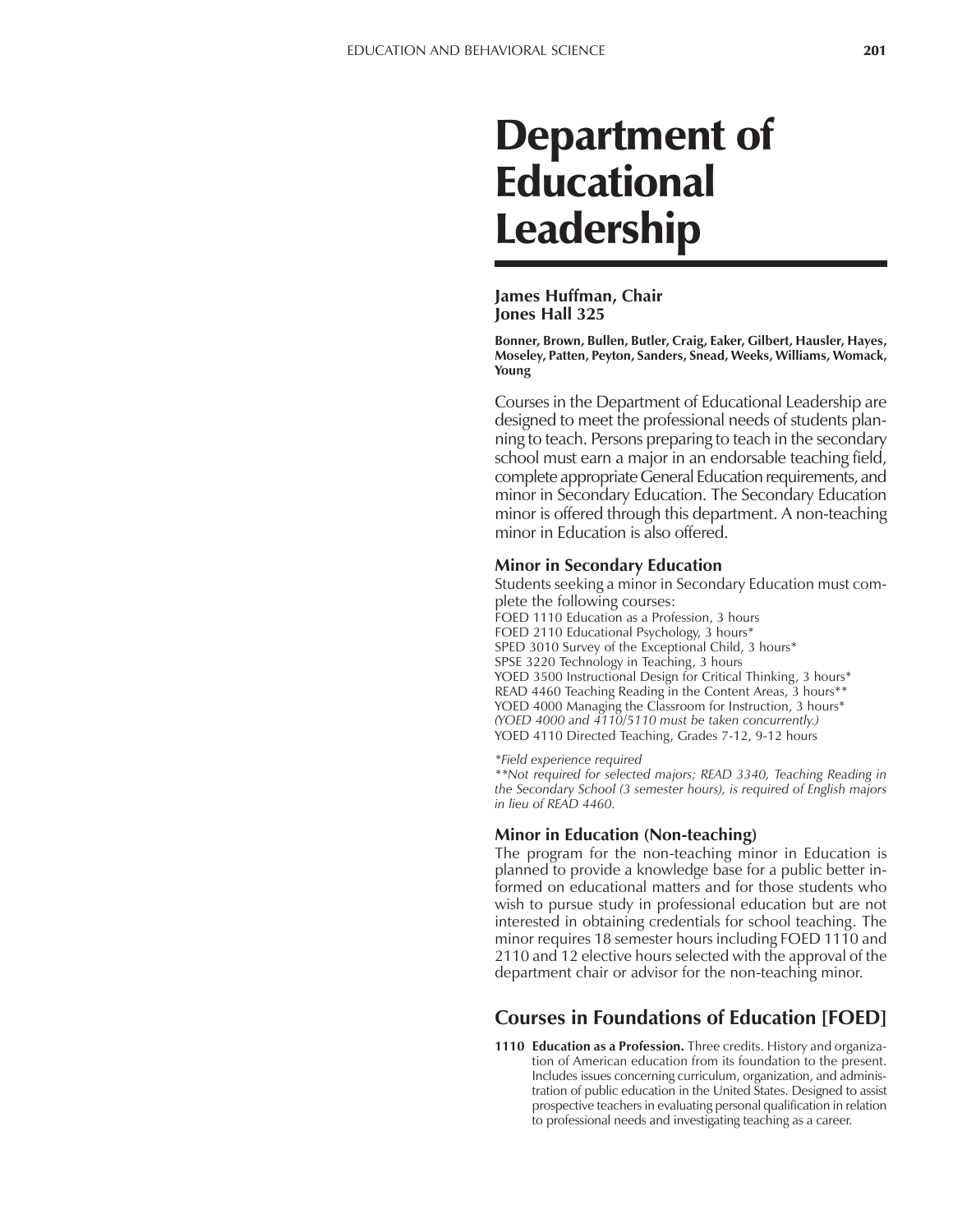# Department of Educational Leadership

**James Huffman, Chair**
**Jones Hall 325**

**Bonner, Brown, Bullen, Butler, Craig, Eaker, Gilbert, Hausler, Hayes, Moseley, Patten, Peyton, Sanders, Snead, Weeks, Williams, Womack, Young**

Courses in the Department of Educational Leadership are designed to meet the professional needs of students planning to teach. Persons preparing to teach in the secondary school must earn a major in an endorsable teaching field, complete appropriate General Education requirements, and minor in Secondary Education. The Secondary Education minor is offered through this department. A non-teaching minor in Education is also offered.

### Minor in Secondary Education

Students seeking a minor in Secondary Education must complete the following courses:

FOED 1110 Education as a Profession, 3 hours
FOED 2110 Educational Psychology, 3 hours*
SPED 3010 Survey of the Exceptional Child, 3 hours*
SPSE 3220 Technology in Teaching, 3 hours
YOED 3500 Instructional Design for Critical Thinking, 3 hours*
READ 4460 Teaching Reading in the Content Areas, 3 hours**
YOED 4000 Managing the Classroom for Instruction, 3 hours*
*(YOED 4000 and 4110/5110 must be taken concurrently.)*
YOED 4110 Directed Teaching, Grades 7-12, 9-12 hours

*\*Field experience required*
*\*\*Not required for selected majors; READ 3340, Teaching Reading in the Secondary School (3 semester hours), is required of English majors in lieu of READ 4460.*

### Minor in Education (Non-teaching)

The program for the non-teaching minor in Education is planned to provide a knowledge base for a public better informed on educational matters and for those students who wish to pursue study in professional education but are not interested in obtaining credentials for school teaching. The minor requires 18 semester hours including FOED 1110 and 2110 and 12 elective hours selected with the approval of the department chair or advisor for the non-teaching minor.

## Courses in Foundations of Education [FOED]

**1110 Education as a Profession.** Three credits. History and organization of American education from its foundation to the present. Includes issues concerning curriculum, organization, and administration of public education in the United States. Designed to assist prospective teachers in evaluating personal qualification in relation to professional needs and investigating teaching as a career.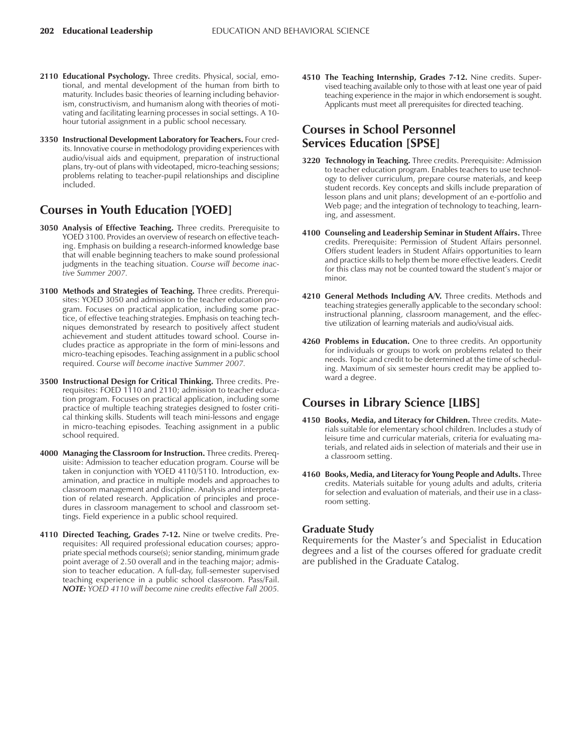**2110 Educational Psychology.** Three credits. Physical, social, emotional, and mental development of the human from birth to maturity. Includes basic theories of learning including behaviorism, constructivism, and humanism along with theories of motivating and facilitating learning processes in social settings. A 10-hour tutorial assignment in a public school necessary.

**3350 Instructional Development Laboratory for Teachers.** Four credits. Innovative course in methodology providing experiences with audio/visual aids and equipment, preparation of instructional plans, try-out of plans with videotaped, micro-teaching sessions; problems relating to teacher-pupil relationships and discipline included.

## Courses in Youth Education [YOED]

**3050 Analysis of Effective Teaching.** Three credits. Prerequisite to YOED 3100. Provides an overview of research on effective teaching. Emphasis on building a research-informed knowledge base that will enable beginning teachers to make sound professional judgments in the teaching situation. *Course will become inactive Summer 2007.*

**3100 Methods and Strategies of Teaching.** Three credits. Prerequisites: YOED 3050 and admission to the teacher education program. Focuses on practical application, including some practice, of effective teaching strategies. Emphasis on teaching techniques demonstrated by research to positively affect student achievement and student attitudes toward school. Course includes practice as appropriate in the form of mini-lessons and micro-teaching episodes. Teaching assignment in a public school required. *Course will become inactive Summer 2007.*

**3500 Instructional Design for Critical Thinking.** Three credits. Prerequisites: FOED 1110 and 2110; admission to teacher education program. Focuses on practical application, including some practice of multiple teaching strategies designed to foster critical thinking skills. Students will teach mini-lessons and engage in micro-teaching episodes. Teaching assignment in a public school required.

**4000 Managing the Classroom for Instruction.** Three credits. Prerequisite: Admission to teacher education program. Course will be taken in conjunction with YOED 4110/5110. Introduction, examination, and practice in multiple models and approaches to classroom management and discipline. Analysis and interpretation of related research. Application of principles and procedures in classroom management to school and classroom settings. Field experience in a public school required.

**4110 Directed Teaching, Grades 7-12.** Nine or twelve credits. Prerequisites: All required professional education courses; appropriate special methods course(s); senior standing, minimum grade point average of 2.50 overall and in the teaching major; admission to teacher education. A full-day, full-semester supervised teaching experience in a public school classroom. Pass/Fail. ***NOTE:*** *YOED 4110 will become nine credits effective Fall 2005.*

**4510 The Teaching Internship, Grades 7-12.** Nine credits. Supervised teaching available only to those with at least one year of paid teaching experience in the major in which endorsement is sought. Applicants must meet all prerequisites for directed teaching.

## Courses in School Personnel Services Education [SPSE]

**3220 Technology in Teaching.** Three credits. Prerequisite: Admission to teacher education program. Enables teachers to use technology to deliver curriculum, prepare course materials, and keep student records. Key concepts and skills include preparation of lesson plans and unit plans; development of an e-portfolio and Web page; and the integration of technology to teaching, learning, and assessment.

**4100 Counseling and Leadership Seminar in Student Affairs.** Three credits. Prerequisite: Permission of Student Affairs personnel. Offers student leaders in Student Affairs opportunities to learn and practice skills to help them be more effective leaders. Credit for this class may not be counted toward the student's major or minor.

**4210 General Methods Including A/V.** Three credits. Methods and teaching strategies generally applicable to the secondary school: instructional planning, classroom management, and the effective utilization of learning materials and audio/visual aids.

**4260 Problems in Education.** One to three credits. An opportunity for individuals or groups to work on problems related to their needs. Topic and credit to be determined at the time of scheduling. Maximum of six semester hours credit may be applied toward a degree.

## Courses in Library Science [LIBS]

**4150 Books, Media, and Literacy for Children.** Three credits. Materials suitable for elementary school children. Includes a study of leisure time and curricular materials, criteria for evaluating materials, and related aids in selection of materials and their use in a classroom setting.

**4160 Books, Media, and Literacy for Young People and Adults.** Three credits. Materials suitable for young adults and adults, criteria for selection and evaluation of materials, and their use in a classroom setting.

### Graduate Study

Requirements for the Master's and Specialist in Education degrees and a list of the courses offered for graduate credit are published in the Graduate Catalog.